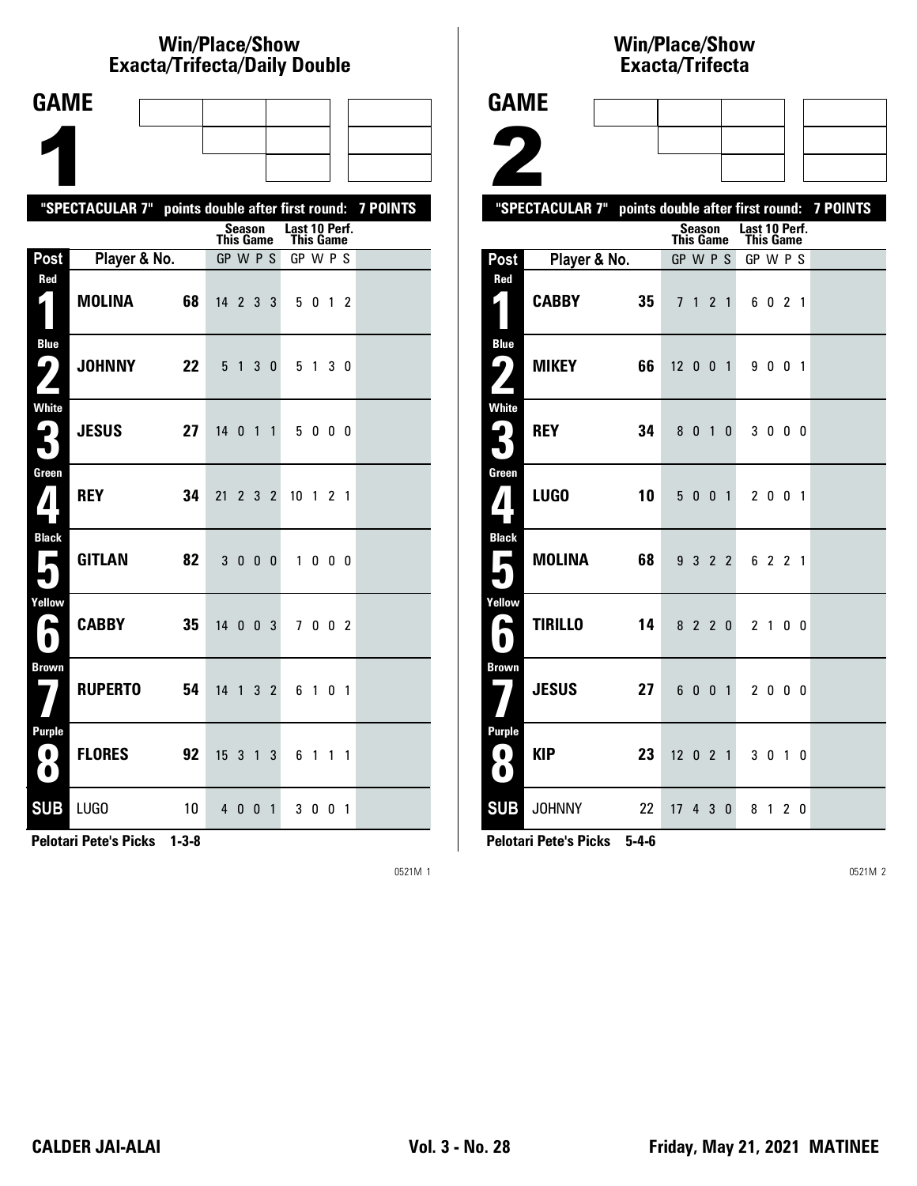## Win/Place/Show Exacta/Trifecta/Daily Double

**GAME 1**

"SPECTACULAR 7" points double after first round: 7 POINTS

| Post | Player & No. | | Season This Game GP W P S | Last 10 Perf. This Game GP W P S |
|---|---|---|---|---|
| Red 1 | MOLINA | 68 | 14 2 3 3 | 5 0 1 2 |
| Blue 2 | JOHNNY | 22 | 5 1 3 0 | 5 1 3 0 |
| White 3 | JESUS | 27 | 14 0 1 1 | 5 0 0 0 |
| Green 4 | REY | 34 | 21 2 3 2 | 10 1 2 1 |
| Black 5 | GITLAN | 82 | 3 0 0 0 | 1 0 0 0 |
| Yellow 6 | CABBY | 35 | 14 0 0 3 | 7 0 0 2 |
| Brown 7 | RUPERTO | 54 | 14 1 3 2 | 6 1 0 1 |
| Purple 8 | FLORES | 92 | 15 3 1 3 | 6 1 1 1 |
| SUB | LUGO | 10 | 4 0 0 1 | 3 0 0 1 |

**Pelotari Pete's Picks 1-3-8**

## Win/Place/Show Exacta/Trifecta

**GAME 2**

"SPECTACULAR 7" points double after first round: 7 POINTS

| Post | Player & No. | | Season This Game GP W P S | Last 10 Perf. This Game GP W P S |
|---|---|---|---|---|
| Red 1 | CABBY | 35 | 7 1 2 1 | 6 0 2 1 |
| Blue 2 | MIKEY | 66 | 12 0 0 1 | 9 0 0 1 |
| White 3 | REY | 34 | 8 0 1 0 | 3 0 0 0 |
| Green 4 | LUGO | 10 | 5 0 0 1 | 2 0 0 1 |
| Black 5 | MOLINA | 68 | 9 3 2 2 | 6 2 2 1 |
| Yellow 6 | TIRILLO | 14 | 8 2 2 0 | 2 1 0 0 |
| Brown 7 | JESUS | 27 | 6 0 0 1 | 2 0 0 0 |
| Purple 8 | KIP | 23 | 12 0 2 1 | 3 0 1 0 |
| SUB | JOHNNY | 22 | 17 4 3 0 | 8 1 2 0 |

**Pelotari Pete's Picks 5-4-6**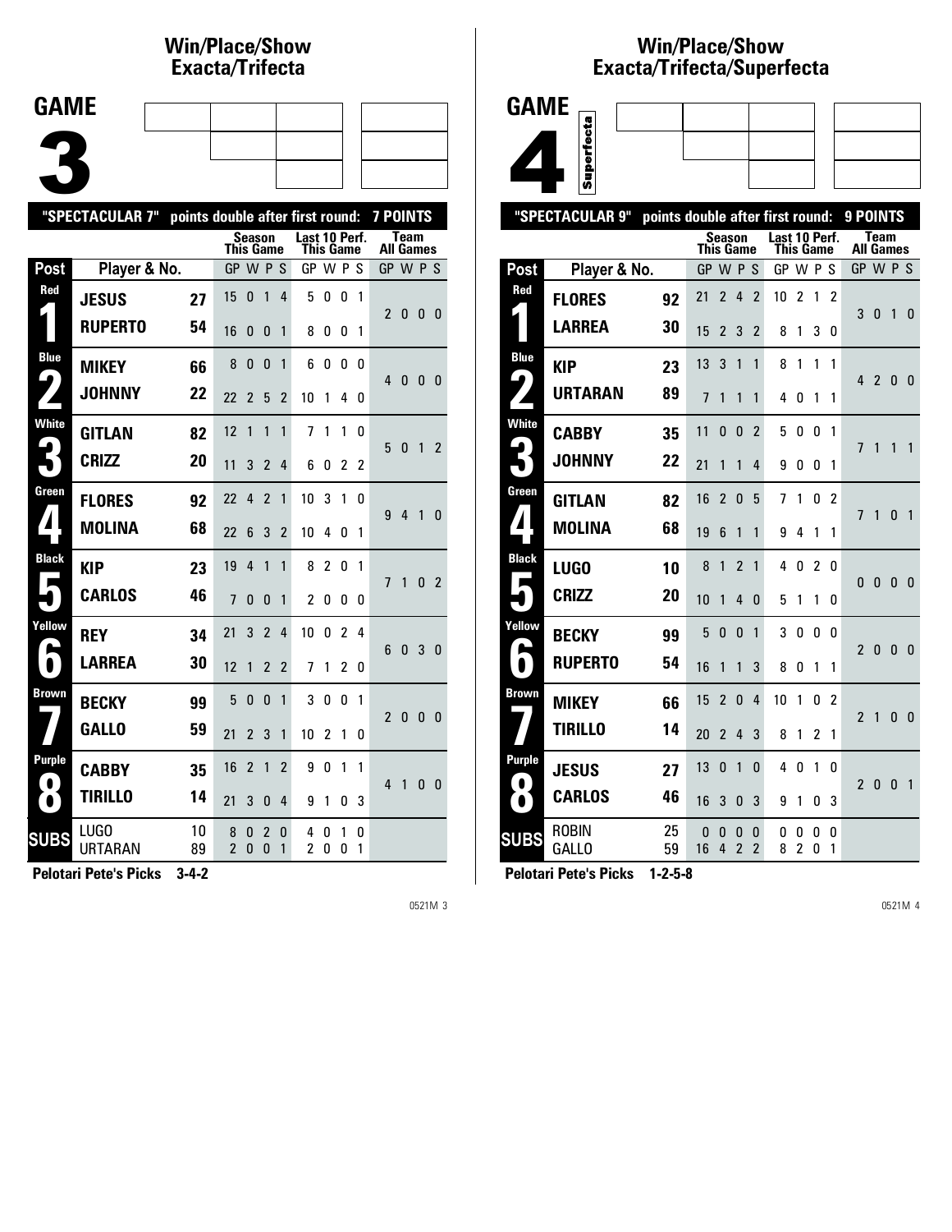## Win/Place/Show Exacta/Trifecta

# GAME 3

"SPECTACULAR 7" points double after first round: 7 POINTS

| Post | Player & No. | | Season This Game GP | W | P | S | Last 10 Perf. This Game GP | W | P | S | Team All Games GP | W | P | S |
|---|---|---|---|---|---|---|---|---|---|---|---|---|---|---|
| Red 1 | JESUS | 27 | 15 | 0 | 1 | 4 | 5 | 0 | 0 | 1 | 2 | 0 | 0 | 0 |
| | RUPERTO | 54 | 16 | 0 | 0 | 1 | 8 | 0 | 0 | 1 | | | | |
| Blue 2 | MIKEY | 66 | 8 | 0 | 0 | 1 | 6 | 0 | 0 | 0 | 4 | 0 | 0 | 0 |
| | JOHNNY | 22 | 22 | 2 | 5 | 2 | 10 | 1 | 4 | 0 | | | | |
| White 3 | GITLAN | 82 | 12 | 1 | 1 | 1 | 7 | 1 | 1 | 0 | 5 | 0 | 1 | 2 |
| | CRIZZ | 20 | 11 | 3 | 2 | 4 | 6 | 0 | 2 | 2 | | | | |
| Green 4 | FLORES | 92 | 22 | 4 | 2 | 1 | 10 | 3 | 1 | 0 | 9 | 4 | 1 | 0 |
| | MOLINA | 68 | 22 | 6 | 3 | 2 | 10 | 4 | 0 | 1 | | | | |
| Black 5 | KIP | 23 | 19 | 4 | 1 | 1 | 8 | 2 | 0 | 1 | 7 | 1 | 0 | 2 |
| | CARLOS | 46 | 7 | 0 | 0 | 1 | 2 | 0 | 0 | 0 | | | | |
| Yellow 6 | REY | 34 | 21 | 3 | 2 | 4 | 10 | 0 | 2 | 4 | 6 | 0 | 3 | 0 |
| | LARREA | 30 | 12 | 1 | 2 | 2 | 7 | 1 | 2 | 0 | | | | |
| Brown 7 | BECKY | 99 | 5 | 0 | 0 | 1 | 3 | 0 | 0 | 1 | 2 | 0 | 0 | 0 |
| | GALLO | 59 | 21 | 2 | 3 | 1 | 10 | 2 | 1 | 0 | | | | |
| Purple 8 | CABBY | 35 | 16 | 2 | 1 | 2 | 9 | 0 | 1 | 1 | 4 | 1 | 0 | 0 |
| | TIRILLO | 14 | 21 | 3 | 0 | 4 | 9 | 1 | 0 | 3 | | | | |
| SUBS | LUGO | 10 | 8 | 0 | 2 | 0 | 4 | 0 | 1 | 0 | | | | |
| | URTARAN | 89 | 2 | 0 | 0 | 1 | 2 | 0 | 0 | 1 | | | | |

**Pelotari Pete's Picks 3-4-2**

## Win/Place/Show Exacta/Trifecta/Superfecta

# GAME 4

Superfecta

"SPECTACULAR 9" points double after first round: 9 POINTS

| Post | Player & No. | | Season This Game GP | W | P | S | Last 10 Perf. This Game GP | W | P | S | Team All Games GP | W | P | S |
|---|---|---|---|---|---|---|---|---|---|---|---|---|---|---|
| Red 1 | FLORES | 92 | 21 | 2 | 4 | 2 | 10 | 2 | 1 | 2 | 3 | 0 | 1 | 0 |
| | LARREA | 30 | 15 | 2 | 3 | 2 | 8 | 1 | 3 | 0 | | | | |
| Blue 2 | KIP | 23 | 13 | 3 | 1 | 1 | 8 | 1 | 1 | 1 | 4 | 2 | 0 | 0 |
| | URTARAN | 89 | 7 | 1 | 1 | 1 | 4 | 0 | 1 | 1 | | | | |
| White 3 | CABBY | 35 | 11 | 0 | 0 | 2 | 5 | 0 | 0 | 1 | 7 | 1 | 1 | 1 |
| | JOHNNY | 22 | 21 | 1 | 1 | 4 | 9 | 0 | 0 | 1 | | | | |
| Green 4 | GITLAN | 82 | 16 | 2 | 0 | 5 | 7 | 1 | 0 | 2 | 7 | 1 | 0 | 1 |
| | MOLINA | 68 | 19 | 6 | 1 | 1 | 9 | 4 | 1 | 1 | | | | |
| Black 5 | LUGO | 10 | 8 | 1 | 2 | 1 | 4 | 0 | 2 | 0 | 0 | 0 | 0 | 0 |
| | CRIZZ | 20 | 10 | 1 | 4 | 0 | 5 | 1 | 1 | 0 | | | | |
| Yellow 6 | BECKY | 99 | 5 | 0 | 0 | 1 | 3 | 0 | 0 | 0 | 2 | 0 | 0 | 0 |
| | RUPERTO | 54 | 16 | 1 | 1 | 3 | 8 | 0 | 1 | 1 | | | | |
| Brown 7 | MIKEY | 66 | 15 | 2 | 0 | 4 | 10 | 1 | 0 | 2 | 2 | 1 | 0 | 0 |
| | TIRILLO | 14 | 20 | 2 | 4 | 3 | 8 | 1 | 2 | 1 | | | | |
| Purple 8 | JESUS | 27 | 13 | 0 | 1 | 0 | 4 | 0 | 1 | 0 | 2 | 0 | 0 | 1 |
| | CARLOS | 46 | 16 | 3 | 0 | 3 | 9 | 1 | 0 | 3 | | | | |
| SUBS | ROBIN | 25 | 0 | 0 | 0 | 0 | 0 | 0 | 0 | 0 | | | | |
| | GALLO | 59 | 16 | 4 | 2 | 2 | 8 | 2 | 0 | 1 | | | | |

**Pelotari Pete's Picks 1-2-5-8**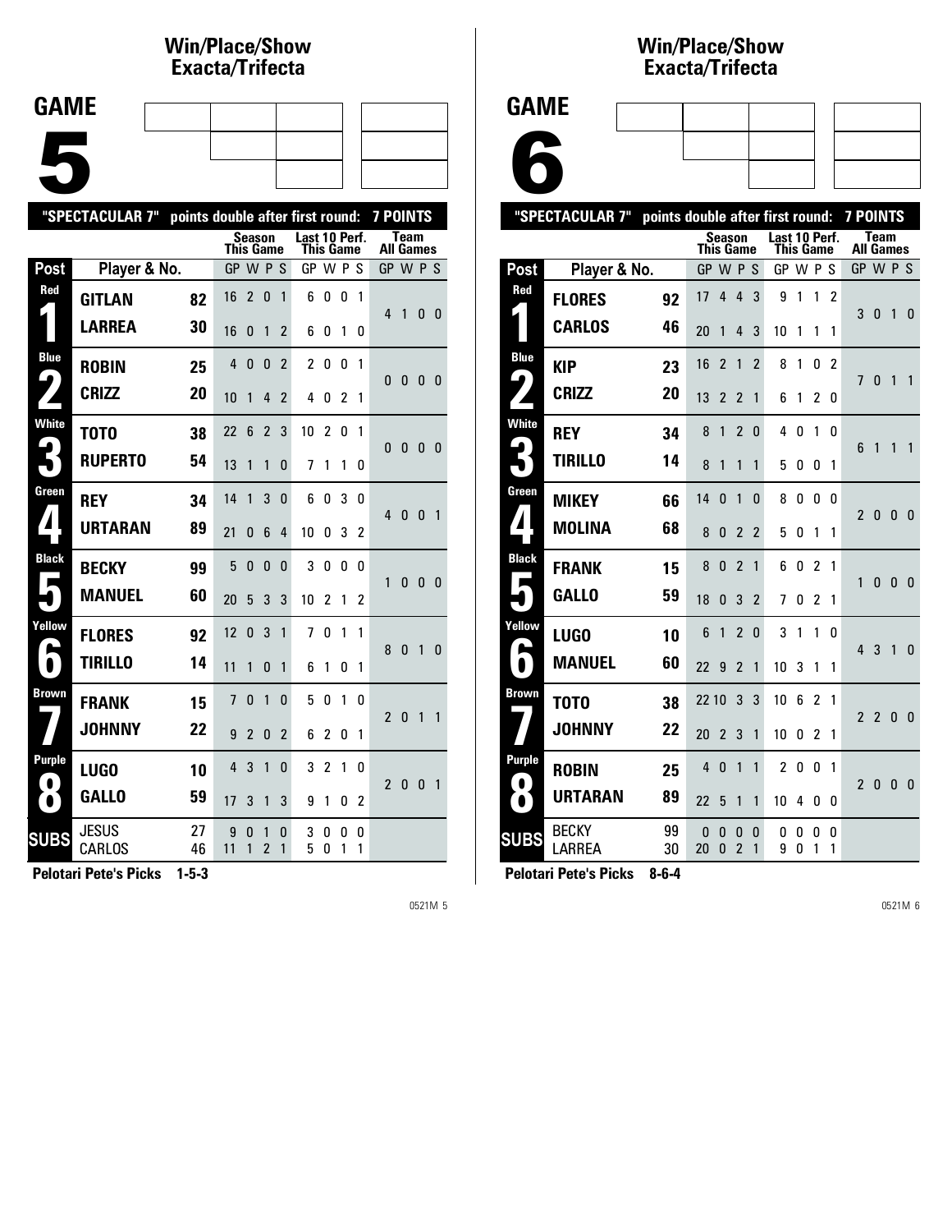## Win/Place/Show Exacta/Trifecta

# GAME 5

"SPECTACULAR 7" points double after first round: 7 POINTS

| Post | Player & No. | | Season This Game GP | W | P | S | Last 10 Perf. This Game GP | W | P | S | Team All Games GP | W | P | S |
|---|---|---|---|---|---|---|---|---|---|---|---|---|---|---|
| Red 1 | GITLAN | 82 | 16 | 2 | 0 | 1 | 6 | 0 | 0 | 1 | 4 | 1 | 0 | 0 |
| | LARREA | 30 | 16 | 0 | 1 | 2 | 6 | 0 | 1 | 0 | | | | |
| Blue 2 | ROBIN | 25 | 4 | 0 | 0 | 2 | 2 | 0 | 0 | 1 | 0 | 0 | 0 | 0 |
| | CRIZZ | 20 | 10 | 1 | 4 | 2 | 4 | 0 | 2 | 1 | | | | |
| White 3 | TOTO | 38 | 22 | 6 | 2 | 3 | 10 | 2 | 0 | 1 | 0 | 0 | 0 | 0 |
| | RUPERTO | 54 | 13 | 1 | 1 | 0 | 7 | 1 | 1 | 0 | | | | |
| Green 4 | REY | 34 | 14 | 1 | 3 | 0 | 6 | 0 | 3 | 0 | 4 | 0 | 0 | 1 |
| | URTARAN | 89 | 21 | 0 | 6 | 4 | 10 | 0 | 3 | 2 | | | | |
| Black 5 | BECKY | 99 | 5 | 0 | 0 | 0 | 3 | 0 | 0 | 0 | 1 | 0 | 0 | 0 |
| | MANUEL | 60 | 20 | 5 | 3 | 3 | 10 | 2 | 1 | 2 | | | | |
| Yellow 6 | FLORES | 92 | 12 | 0 | 3 | 1 | 7 | 0 | 1 | 1 | 8 | 0 | 1 | 0 |
| | TIRILLO | 14 | 11 | 1 | 0 | 1 | 6 | 1 | 0 | 1 | | | | |
| Brown 7 | FRANK | 15 | 7 | 0 | 1 | 0 | 5 | 0 | 1 | 0 | 2 | 0 | 1 | 1 |
| | JOHNNY | 22 | 9 | 2 | 0 | 2 | 6 | 2 | 0 | 1 | | | | |
| Purple 8 | LUGO | 10 | 4 | 3 | 1 | 0 | 3 | 2 | 1 | 0 | 2 | 0 | 0 | 1 |
| | GALLO | 59 | 17 | 3 | 1 | 3 | 9 | 1 | 0 | 2 | | | | |
| SUBS | JESUS | 27 | 9 | 0 | 1 | 0 | 3 | 0 | 0 | 0 | | | | |
| | CARLOS | 46 | 11 | 1 | 2 | 1 | 5 | 0 | 1 | 1 | | | | |

**Pelotari Pete's Picks 1-5-3**

## Win/Place/Show Exacta/Trifecta

# GAME 6

"SPECTACULAR 7" points double after first round: 7 POINTS

| Post | Player & No. | | Season This Game GP | W | P | S | Last 10 Perf. This Game GP | W | P | S | Team All Games GP | W | P | S |
|---|---|---|---|---|---|---|---|---|---|---|---|---|---|---|
| Red 1 | FLORES | 92 | 17 | 4 | 4 | 3 | 9 | 1 | 1 | 2 | 3 | 0 | 1 | 0 |
| | CARLOS | 46 | 20 | 1 | 4 | 3 | 10 | 1 | 1 | 1 | | | | |
| Blue 2 | KIP | 23 | 16 | 2 | 1 | 2 | 8 | 1 | 0 | 2 | 7 | 0 | 1 | 1 |
| | CRIZZ | 20 | 13 | 2 | 2 | 1 | 6 | 1 | 2 | 0 | | | | |
| White 3 | REY | 34 | 8 | 1 | 2 | 0 | 4 | 0 | 1 | 0 | 6 | 1 | 1 | 1 |
| | TIRILLO | 14 | 8 | 1 | 1 | 1 | 5 | 0 | 0 | 1 | | | | |
| Green 4 | MIKEY | 66 | 14 | 0 | 1 | 0 | 8 | 0 | 0 | 0 | 2 | 0 | 0 | 0 |
| | MOLINA | 68 | 8 | 0 | 2 | 2 | 5 | 0 | 1 | 1 | | | | |
| Black 5 | FRANK | 15 | 8 | 0 | 2 | 1 | 6 | 0 | 2 | 1 | 1 | 0 | 0 | 0 |
| | GALLO | 59 | 18 | 0 | 3 | 2 | 7 | 0 | 2 | 1 | | | | |
| Yellow 6 | LUGO | 10 | 6 | 1 | 2 | 0 | 3 | 1 | 1 | 0 | 4 | 3 | 1 | 0 |
| | MANUEL | 60 | 22 | 9 | 2 | 1 | 10 | 3 | 1 | 1 | | | | |
| Brown 7 | TOTO | 38 | 22 | 10 | 3 | 3 | 10 | 6 | 2 | 1 | 2 | 2 | 0 | 0 |
| | JOHNNY | 22 | 20 | 2 | 3 | 1 | 10 | 0 | 2 | 1 | | | | |
| Purple 8 | ROBIN | 25 | 4 | 0 | 1 | 1 | 2 | 0 | 0 | 1 | 2 | 0 | 0 | 0 |
| | URTARAN | 89 | 22 | 5 | 1 | 1 | 10 | 4 | 0 | 0 | | | | |
| SUBS | BECKY | 99 | 0 | 0 | 0 | 0 | 0 | 0 | 0 | 0 | | | | |
| | LARREA | 30 | 20 | 0 | 2 | 1 | 9 | 0 | 1 | 1 | | | | |

**Pelotari Pete's Picks 8-6-4**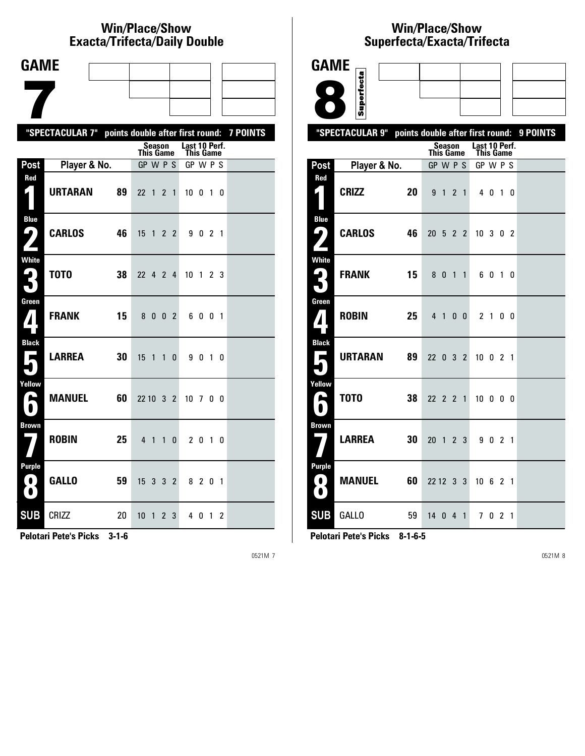## Win/Place/Show
## Exacta/Trifecta/Daily Double

# GAME 7

"SPECTACULAR 7" points double after first round: 7 POINTS

| Post | Player & No. | | Season This Game GP W P S | Last 10 Perf. This Game GP W P S |
|---|---|---|---|---|
| Red 1 | URTARAN | 89 | 22 1 2 1 | 10 0 1 0 |
| Blue 2 | CARLOS | 46 | 15 1 2 2 | 9 0 2 1 |
| White 3 | TOTO | 38 | 22 4 2 4 | 10 1 2 3 |
| Green 4 | FRANK | 15 | 8 0 0 2 | 6 0 0 1 |
| Black 5 | LARREA | 30 | 15 1 1 0 | 9 0 1 0 |
| Yellow 6 | MANUEL | 60 | 22 10 3 2 | 10 7 0 0 |
| Brown 7 | ROBIN | 25 | 4 1 1 0 | 2 0 1 0 |
| Purple 8 | GALLO | 59 | 15 3 3 2 | 8 2 0 1 |
| SUB | CRIZZ | 20 | 10 1 2 3 | 4 0 1 2 |

**Pelotari Pete's Picks 3-1-6**

## Win/Place/Show
## Superfecta/Exacta/Trifecta

# GAME 8

Superfecta

"SPECTACULAR 9" points double after first round: 9 POINTS

| Post | Player & No. | | Season This Game GP W P S | Last 10 Perf. This Game GP W P S |
|---|---|---|---|---|
| Red 1 | CRIZZ | 20 | 9 1 2 1 | 4 0 1 0 |
| Blue 2 | CARLOS | 46 | 20 5 2 2 | 10 3 0 2 |
| White 3 | FRANK | 15 | 8 0 1 1 | 6 0 1 0 |
| Green 4 | ROBIN | 25 | 4 1 0 0 | 2 1 0 0 |
| Black 5 | URTARAN | 89 | 22 0 3 2 | 10 0 2 1 |
| Yellow 6 | TOTO | 38 | 22 2 2 1 | 10 0 0 0 |
| Brown 7 | LARREA | 30 | 20 1 2 3 | 9 0 2 1 |
| Purple 8 | MANUEL | 60 | 22 12 3 3 | 10 6 2 1 |
| SUB | GALLO | 59 | 14 0 4 1 | 7 0 2 1 |

**Pelotari Pete's Picks 8-1-6-5**